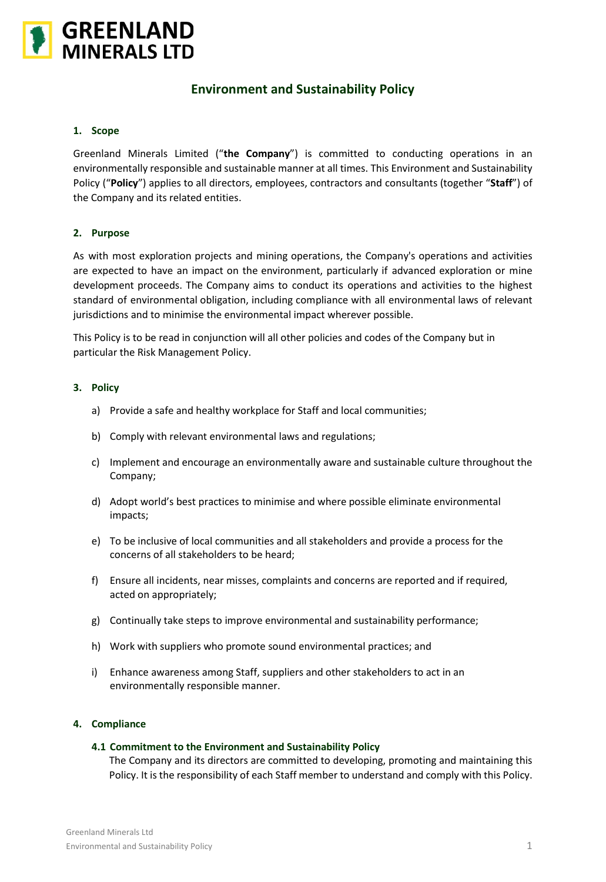# Environment and Sustainability Policy

## 1. Scope

Greenland Minerals Limited ("**the Company**") is committed to conducting operations in an environmentally responsible and sustainable manner at all times. This Environment and Sustainability Policy ("**Policy**") applies to all directors, employees, contractors and consultants (together "**Staff**") of the Company and its related entities.

## 2. Purpose

As with most exploration projects and mining operations, the Company's operations and activities are expected to have an impact on the environment, particularly if advanced exploration or mine development proceeds. The Company aims to conduct its operations and activities to the highest standard of environmental obligation, including compliance with all environmental laws of relevant jurisdictions and to minimise the environmental impact wherever possible.

This Policy is to be read in conjunction will all other policies and codes of the Company but in particular the Risk Management Policy.

## 3. Policy

a) Provide a safe and healthy workplace for Staff and local communities;

b) Comply with relevant environmental laws and regulations;

c) Implement and encourage an environmentally aware and sustainable culture throughout the Company;

d) Adopt world's best practices to minimise and where possible eliminate environmental impacts;

e) To be inclusive of local communities and all stakeholders and provide a process for the concerns of all stakeholders to be heard;

f) Ensure all incidents, near misses, complaints and concerns are reported and if required, acted on appropriately;

g) Continually take steps to improve environmental and sustainability performance;

h) Work with suppliers who promote sound environmental practices; and

i) Enhance awareness among Staff, suppliers and other stakeholders to act in an environmentally responsible manner.

## 4. Compliance

### 4.1 Commitment to the Environment and Sustainability Policy

The Company and its directors are committed to developing, promoting and maintaining this Policy. It is the responsibility of each Staff member to understand and comply with this Policy.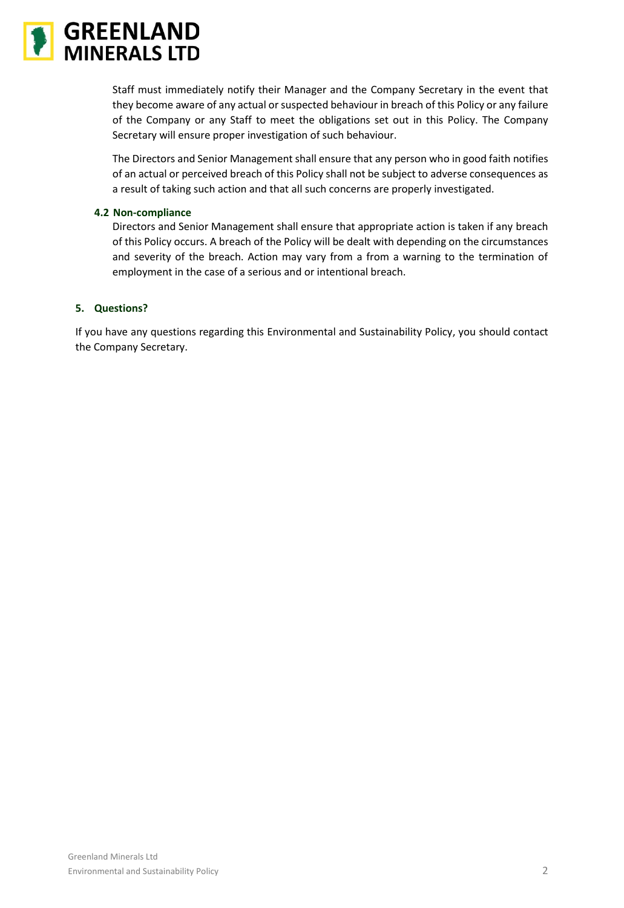Staff must immediately notify their Manager and the Company Secretary in the event that they become aware of any actual or suspected behaviour in breach of this Policy or any failure of the Company or any Staff to meet the obligations set out in this Policy. The Company Secretary will ensure proper investigation of such behaviour.

The Directors and Senior Management shall ensure that any person who in good faith notifies of an actual or perceived breach of this Policy shall not be subject to adverse consequences as a result of taking such action and that all such concerns are properly investigated.

### 4.2 Non-compliance

Directors and Senior Management shall ensure that appropriate action is taken if any breach of this Policy occurs. A breach of the Policy will be dealt with depending on the circumstances and severity of the breach. Action may vary from a from a warning to the termination of employment in the case of a serious and or intentional breach.

## 5. Questions?

If you have any questions regarding this Environmental and Sustainability Policy, you should contact the Company Secretary.